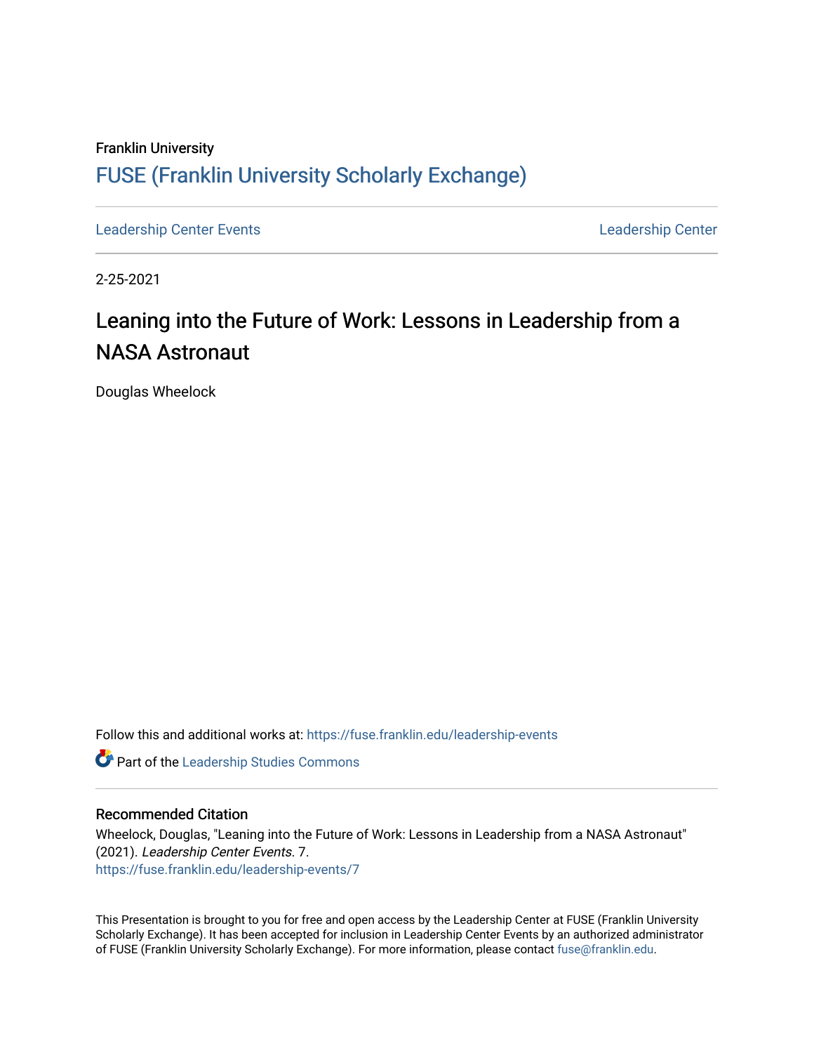Franklin University

# FUSE (Franklin University Scholarly Exchange)

Leadership Center Events | Leadership Center

2-25-2021

## Leaning into the Future of Work: Lessons in Leadership from a NASA Astronaut

Douglas Wheelock

Follow this and additional works at: https://fuse.franklin.edu/leadership-events

Part of the Leadership Studies Commons

### Recommended Citation

Wheelock, Douglas, "Leaning into the Future of Work: Lessons in Leadership from a NASA Astronaut" (2021). *Leadership Center Events*. 7.
https://fuse.franklin.edu/leadership-events/7

This Presentation is brought to you for free and open access by the Leadership Center at FUSE (Franklin University Scholarly Exchange). It has been accepted for inclusion in Leadership Center Events by an authorized administrator of FUSE (Franklin University Scholarly Exchange). For more information, please contact fuse@franklin.edu.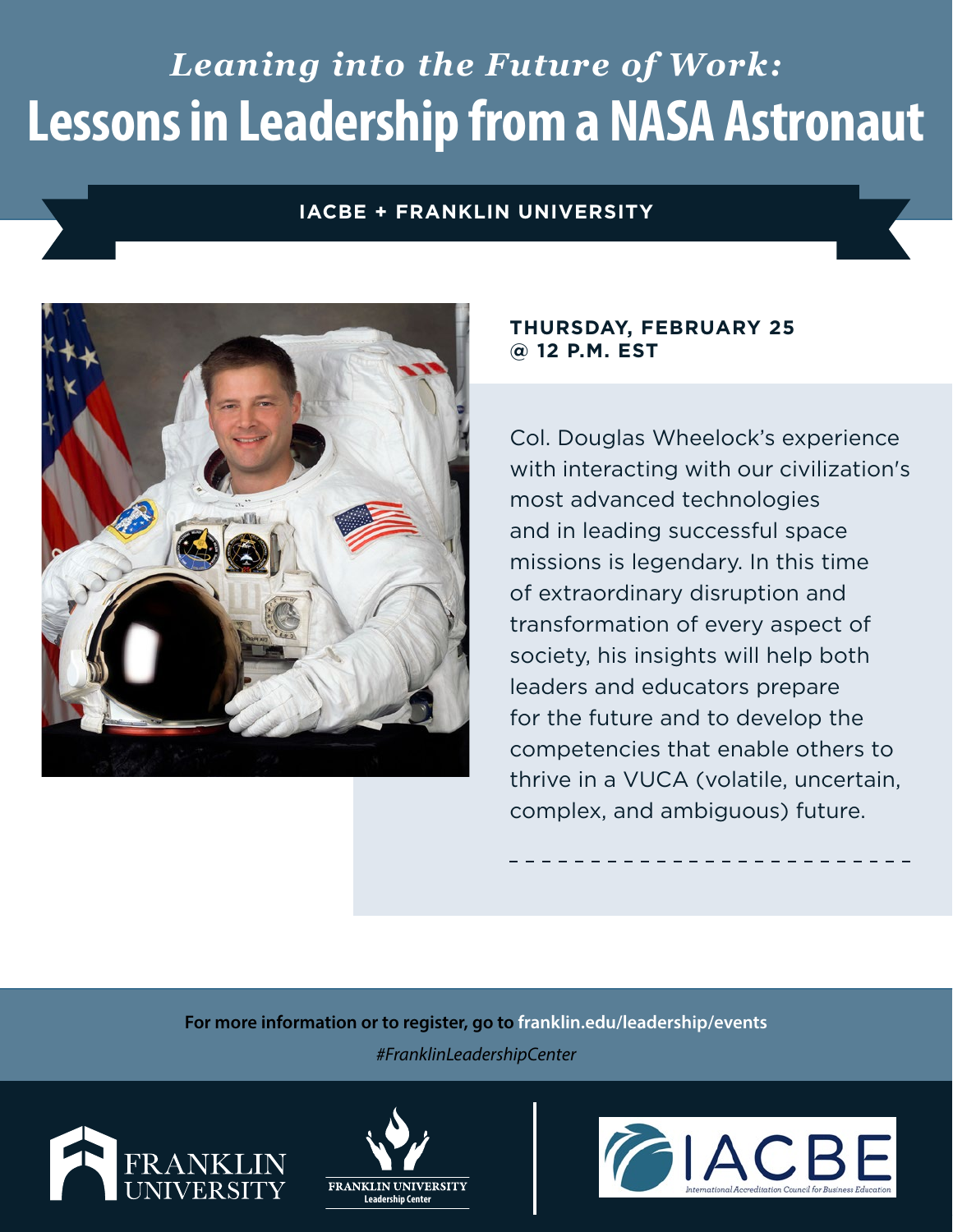*Leaning into the Future of Work:*

# Lessons in Leadership from a NASA Astronaut

**IACBE + FRANKLIN UNIVERSITY**

**THURSDAY, FEBRUARY 25**
**@ 12 P.M. EST**

Col. Douglas Wheelock's experience with interacting with our civilization's most advanced technologies and in leading successful space missions is legendary. In this time of extraordinary disruption and transformation of every aspect of society, his insights will help both leaders and educators prepare for the future and to develop the competencies that enable others to thrive in a VUCA (volatile, uncertain, complex, and ambiguous) future.

**For more information or to register, go to franklin.edu/leadership/events**

*#FranklinLeadershipCenter*

FRANKLIN UNIVERSITY

FRANKLIN UNIVERSITY Leadership Center

IACBE International Accreditation Council for Business Education